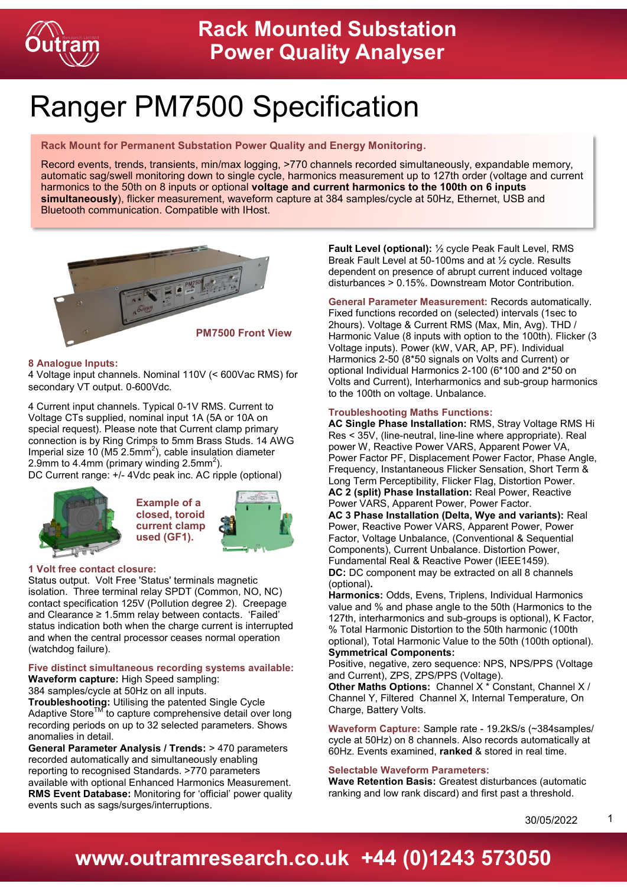# Rack Mounted Substation Power Quality Analyser

# Ranger PM7500 Specification

**Rack Mount for Permanent Substation Power Quality and Energy Monitoring.**

Record events, trends, transients, min/max logging, >770 channels recorded simultaneously, expandable memory, automatic sag/swell monitoring down to single cycle, harmonics measurement up to 127th order (voltage and current harmonics to the 50th on 8 inputs or optional **voltage and current harmonics to the 100th on 6 inputs simultaneously**), flicker measurement, waveform capture at 384 samples/cycle at 50Hz, Ethernet, USB and Bluetooth communication. Compatible with IHost.

**PM7500 Front View**

### 8 Analogue Inputs:

4 Voltage input channels. Nominal 110V (< 600Vac RMS) for secondary VT output. 0-600Vdc.

4 Current input channels. Typical 0-1V RMS. Current to Voltage CTs supplied, nominal input 1A (5A or 10A on special request). Please note that Current clamp primary connection is by Ring Crimps to 5mm Brass Studs. 14 AWG Imperial size 10 (M5 2.5mm$^2$), cable insulation diameter 2.9mm to 4.4mm (primary winding 2.5mm$^2$).
DC Current range: +/- 4Vdc peak inc. AC ripple (optional)

**Example of a closed, toroid current clamp used (GF1).**

### 1 Volt free contact closure:

Status output. Volt Free 'Status' terminals magnetic isolation. Three terminal relay SPDT (Common, NO, NC) contact specification 125V (Pollution degree 2). Creepage and Clearance ≥ 1.5mm relay between contacts. 'Failed' status indication both when the charge current is interrupted and when the central processor ceases normal operation (watchdog failure).

### Five distinct simultaneous recording systems available:

**Waveform capture:** High Speed sampling:
384 samples/cycle at 50Hz on all inputs.
**Troubleshooting:** Utilising the patented Single Cycle Adaptive Store™ to capture comprehensive detail over long recording periods on up to 32 selected parameters. Shows anomalies in detail.
**General Parameter Analysis / Trends:** > 470 parameters recorded automatically and simultaneously enabling reporting to recognised Standards. >770 parameters available with optional Enhanced Harmonics Measurement.
**RMS Event Database:** Monitoring for 'official' power quality events such as sags/surges/interruptions.

**Fault Level (optional):** ½ cycle Peak Fault Level, RMS Break Fault Level at 50-100ms and at ½ cycle. Results dependent on presence of abrupt current induced voltage disturbances > 0.15%. Downstream Motor Contribution.

**General Parameter Measurement:** Records automatically. Fixed functions recorded on (selected) intervals (1sec to 2hours). Voltage & Current RMS (Max, Min, Avg). THD / Harmonic Value (8 inputs with option to the 100th). Flicker (3 Voltage inputs). Power (kW, VAR, AP, PF). Individual Harmonics 2-50 (8*50 signals on Volts and Current) or optional Individual Harmonics 2-100 (6*100 and 2*50 on Volts and Current), Interharmonics and sub-group harmonics to the 100th on voltage. Unbalance.

### Troubleshooting Maths Functions:

**AC Single Phase Installation:** RMS, Stray Voltage RMS Hi Res < 35V, (line-neutral, line-line where appropriate). Real power W, Reactive Power VARS, Apparent Power VA, Power Factor PF, Displacement Power Factor, Phase Angle, Frequency, Instantaneous Flicker Sensation, Short Term & Long Term Perceptibility, Flicker Flag, Distortion Power.
**AC 2 (split) Phase Installation:** Real Power, Reactive Power VARS, Apparent Power, Power Factor.
**AC 3 Phase Installation (Delta, Wye and variants):** Real Power, Reactive Power VARS, Apparent Power, Power Factor, Voltage Unbalance, (Conventional & Sequential Components), Current Unbalance. Distortion Power, Fundamental Real & Reactive Power (IEEE1459).
**DC:** DC component may be extracted on all 8 channels (optional)**.**
**Harmonics:** Odds, Evens, Triplens, Individual Harmonics value and % and phase angle to the 50th (Harmonics to the 127th, interharmonics and sub-groups is optional), K Factor, % Total Harmonic Distortion to the 50th harmonic (100th optional), Total Harmonic Value to the 50th (100th optional).
**Symmetrical Components:**
Positive, negative, zero sequence: NPS, NPS/PPS (Voltage and Current), ZPS, ZPS/PPS (Voltage).
**Other Maths Options:** Channel X * Constant, Channel X / Channel Y, Filtered Channel X, Internal Temperature, On Charge, Battery Volts.

**Waveform Capture:** Sample rate - 19.2kS/s (~384samples/ cycle at 50Hz) on 8 channels. Also records automatically at 60Hz. Events examined, **ranked** & stored in real time.

### Selectable Waveform Parameters:

**Wave Retention Basis:** Greatest disturbances (automatic ranking and low rank discard) and first past a threshold.

30/05/2022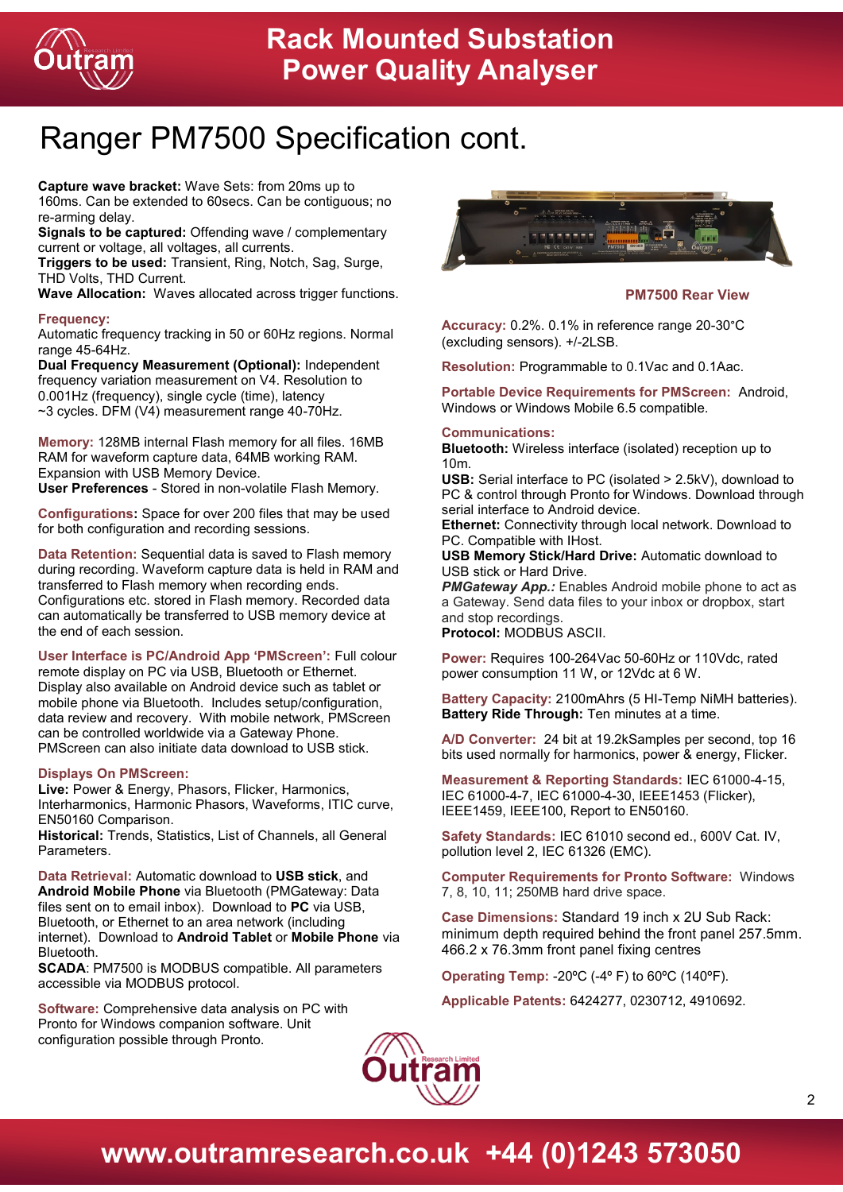# Rack Mounted Substation Power Quality Analyser

## Ranger PM7500 Specification cont.

**Capture wave bracket:** Wave Sets: from 20ms up to 160ms. Can be extended to 60secs. Can be contiguous; no re-arming delay.
**Signals to be captured:** Offending wave / complementary current or voltage, all voltages, all currents.
**Triggers to be used:** Transient, Ring, Notch, Sag, Surge, THD Volts, THD Current.
**Wave Allocation:** Waves allocated across trigger functions.

**Frequency:**
Automatic frequency tracking in 50 or 60Hz regions. Normal range 45-64Hz.
**Dual Frequency Measurement (Optional):** Independent frequency variation measurement on V4. Resolution to 0.001Hz (frequency), single cycle (time), latency ~3 cycles. DFM (V4) measurement range 40-70Hz.

**Memory:** 128MB internal Flash memory for all files. 16MB RAM for waveform capture data, 64MB working RAM. Expansion with USB Memory Device.
**User Preferences** - Stored in non-volatile Flash Memory.

**Configurations:** Space for over 200 files that may be used for both configuration and recording sessions.

**Data Retention:** Sequential data is saved to Flash memory during recording. Waveform capture data is held in RAM and transferred to Flash memory when recording ends. Configurations etc. stored in Flash memory. Recorded data can automatically be transferred to USB memory device at the end of each session.

**User Interface is PC/Android App 'PMScreen':** Full colour remote display on PC via USB, Bluetooth or Ethernet. Display also available on Android device such as tablet or mobile phone via Bluetooth. Includes setup/configuration, data review and recovery. With mobile network, PMScreen can be controlled worldwide via a Gateway Phone. PMScreen can also initiate data download to USB stick.

**Displays On PMScreen:**
**Live:** Power & Energy, Phasors, Flicker, Harmonics, Interharmonics, Harmonic Phasors, Waveforms, ITIC curve, EN50160 Comparison.
**Historical:** Trends, Statistics, List of Channels, all General Parameters.

**Data Retrieval:** Automatic download to **USB stick**, and **Android Mobile Phone** via Bluetooth (PMGateway: Data files sent on to email inbox). Download to **PC** via USB, Bluetooth, or Ethernet to an area network (including internet). Download to **Android Tablet** or **Mobile Phone** via Bluetooth.
**SCADA**: PM7500 is MODBUS compatible. All parameters accessible via MODBUS protocol.

**Software:** Comprehensive data analysis on PC with Pronto for Windows companion software. Unit configuration possible through Pronto.

**PM7500 Rear View**

**Accuracy:** 0.2%. 0.1% in reference range 20-30°C (excluding sensors). +/-2LSB.

**Resolution:** Programmable to 0.1Vac and 0.1Aac.

**Portable Device Requirements for PMScreen:** Android, Windows or Windows Mobile 6.5 compatible.

**Communications:**
**Bluetooth:** Wireless interface (isolated) reception up to 10m.
**USB:** Serial interface to PC (isolated > 2.5kV), download to PC & control through Pronto for Windows. Download through serial interface to Android device.
**Ethernet:** Connectivity through local network. Download to PC. Compatible with IHost.
**USB Memory Stick/Hard Drive:** Automatic download to USB stick or Hard Drive.
***PMGateway App.:*** Enables Android mobile phone to act as a Gateway. Send data files to your inbox or dropbox, start and stop recordings.
**Protocol:** MODBUS ASCII.

**Power:** Requires 100-264Vac 50-60Hz or 110Vdc, rated power consumption 11 W, or 12Vdc at 6 W.

**Battery Capacity:** 2100mAhrs (5 HI-Temp NiMH batteries).
**Battery Ride Through:** Ten minutes at a time.

**A/D Converter:** 24 bit at 19.2kSamples per second, top 16 bits used normally for harmonics, power & energy, Flicker.

**Measurement & Reporting Standards:** IEC 61000-4-15, IEC 61000-4-7, IEC 61000-4-30, IEEE1453 (Flicker), IEEE1459, IEEE100, Report to EN50160.

**Safety Standards:** IEC 61010 second ed., 600V Cat. IV, pollution level 2, IEC 61326 (EMC).

**Computer Requirements for Pronto Software:** Windows 7, 8, 10, 11; 250MB hard drive space.

**Case Dimensions:** Standard 19 inch x 2U Sub Rack: minimum depth required behind the front panel 257.5mm. 466.2 x 76.3mm front panel fixing centres

**Operating Temp:** -20ºC (-4º F) to 60ºC (140ºF).

**Applicable Patents:** 6424277, 0230712, 4910692.

**www.outramresearch.co.uk +44 (0)1243 573050**